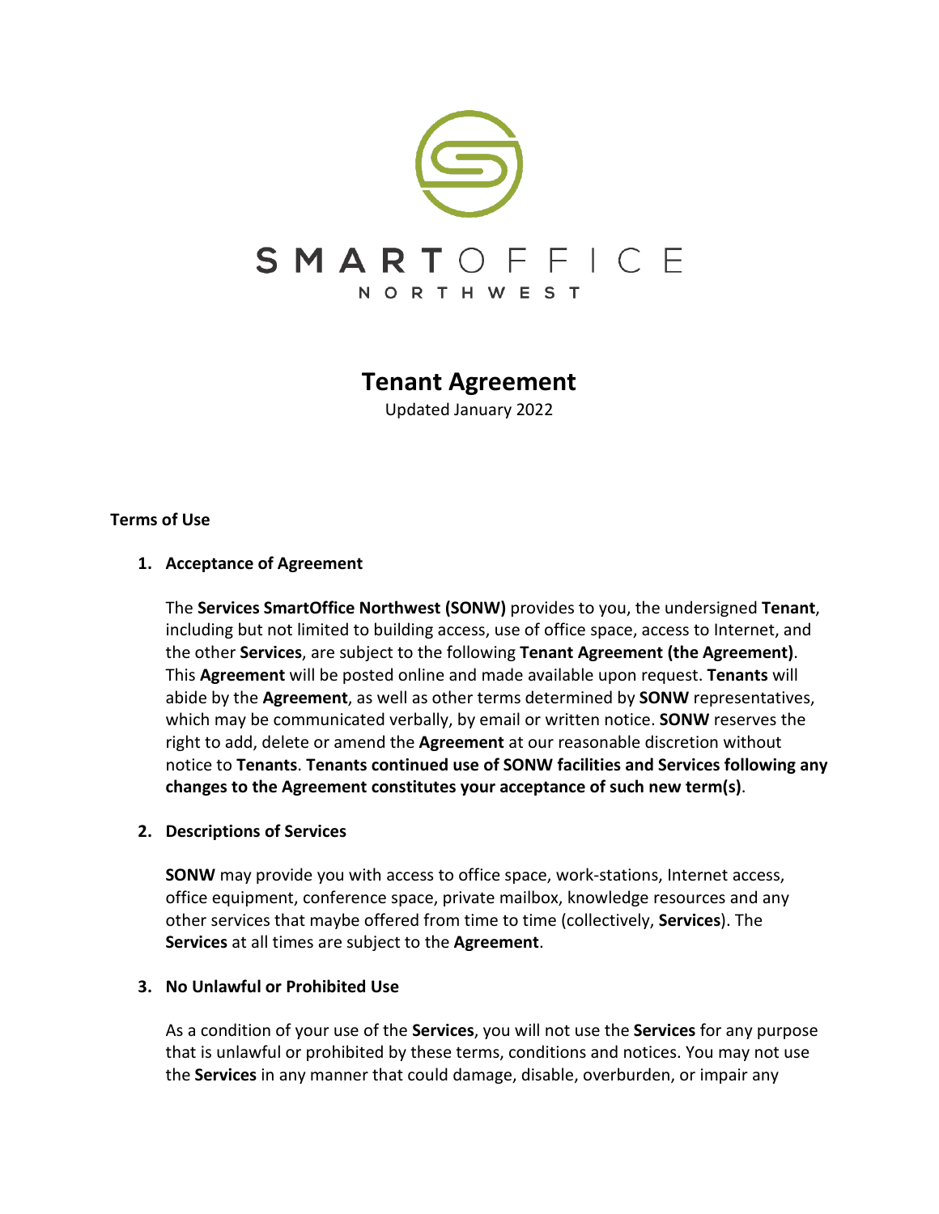SMARTOFFICE
NORTHWEST

# Tenant Agreement

Updated January 2022

**Terms of Use**

1. **Acceptance of Agreement**

   The **Services SmartOffice Northwest (SONW)** provides to you, the undersigned **Tenant**, including but not limited to building access, use of office space, access to Internet, and the other **Services**, are subject to the following **Tenant Agreement (the Agreement)**. This **Agreement** will be posted online and made available upon request. **Tenants** will abide by the **Agreement**, as well as other terms determined by **SONW** representatives, which may be communicated verbally, by email or written notice. **SONW** reserves the right to add, delete or amend the **Agreement** at our reasonable discretion without notice to **Tenants**. **Tenants continued use of SONW facilities and Services following any changes to the Agreement constitutes your acceptance of such new term(s)**.

2. **Descriptions of Services**

   **SONW** may provide you with access to office space, work-stations, Internet access, office equipment, conference space, private mailbox, knowledge resources and any other services that maybe offered from time to time (collectively, **Services**). The **Services** at all times are subject to the **Agreement**.

3. **No Unlawful or Prohibited Use**

   As a condition of your use of the **Services**, you will not use the **Services** for any purpose that is unlawful or prohibited by these terms, conditions and notices. You may not use the **Services** in any manner that could damage, disable, overburden, or impair any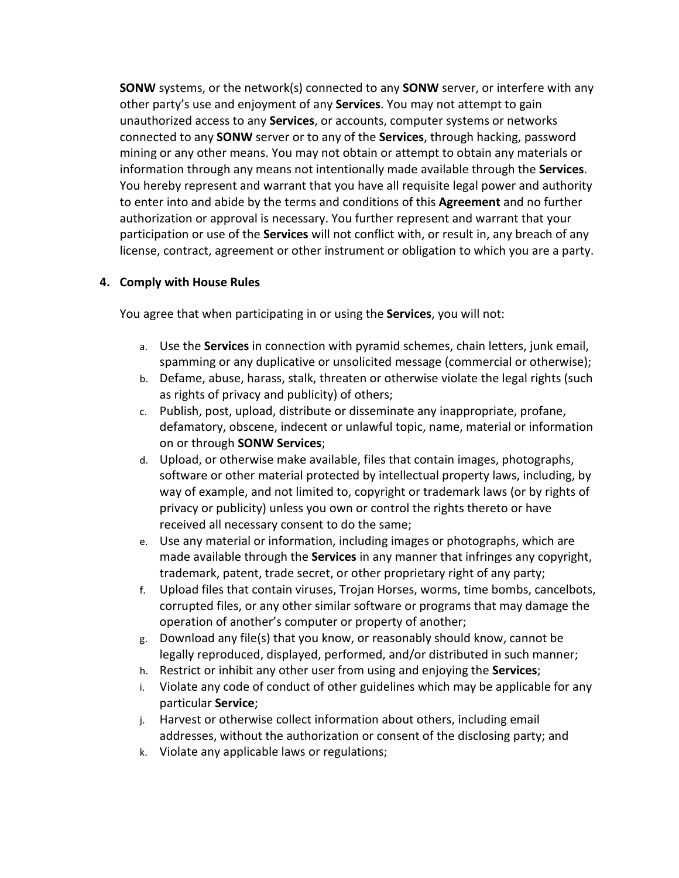**SONW** systems, or the network(s) connected to any **SONW** server, or interfere with any other party's use and enjoyment of any **Services**. You may not attempt to gain unauthorized access to any **Services**, or accounts, computer systems or networks connected to any **SONW** server or to any of the **Services**, through hacking, password mining or any other means. You may not obtain or attempt to obtain any materials or information through any means not intentionally made available through the **Services**. You hereby represent and warrant that you have all requisite legal power and authority to enter into and abide by the terms and conditions of this **Agreement** and no further authorization or approval is necessary. You further represent and warrant that your participation or use of the **Services** will not conflict with, or result in, any breach of any license, contract, agreement or other instrument or obligation to which you are a party.

## 4. Comply with House Rules

You agree that when participating in or using the **Services**, you will not:

a. Use the **Services** in connection with pyramid schemes, chain letters, junk email, spamming or any duplicative or unsolicited message (commercial or otherwise);
b. Defame, abuse, harass, stalk, threaten or otherwise violate the legal rights (such as rights of privacy and publicity) of others;
c. Publish, post, upload, distribute or disseminate any inappropriate, profane, defamatory, obscene, indecent or unlawful topic, name, material or information on or through **SONW Services**;
d. Upload, or otherwise make available, files that contain images, photographs, software or other material protected by intellectual property laws, including, by way of example, and not limited to, copyright or trademark laws (or by rights of privacy or publicity) unless you own or control the rights thereto or have received all necessary consent to do the same;
e. Use any material or information, including images or photographs, which are made available through the **Services** in any manner that infringes any copyright, trademark, patent, trade secret, or other proprietary right of any party;
f. Upload files that contain viruses, Trojan Horses, worms, time bombs, cancelbots, corrupted files, or any other similar software or programs that may damage the operation of another's computer or property of another;
g. Download any file(s) that you know, or reasonably should know, cannot be legally reproduced, displayed, performed, and/or distributed in such manner;
h. Restrict or inhibit any other user from using and enjoying the **Services**;
i. Violate any code of conduct of other guidelines which may be applicable for any particular **Service**;
j. Harvest or otherwise collect information about others, including email addresses, without the authorization or consent of the disclosing party; and
k. Violate any applicable laws or regulations;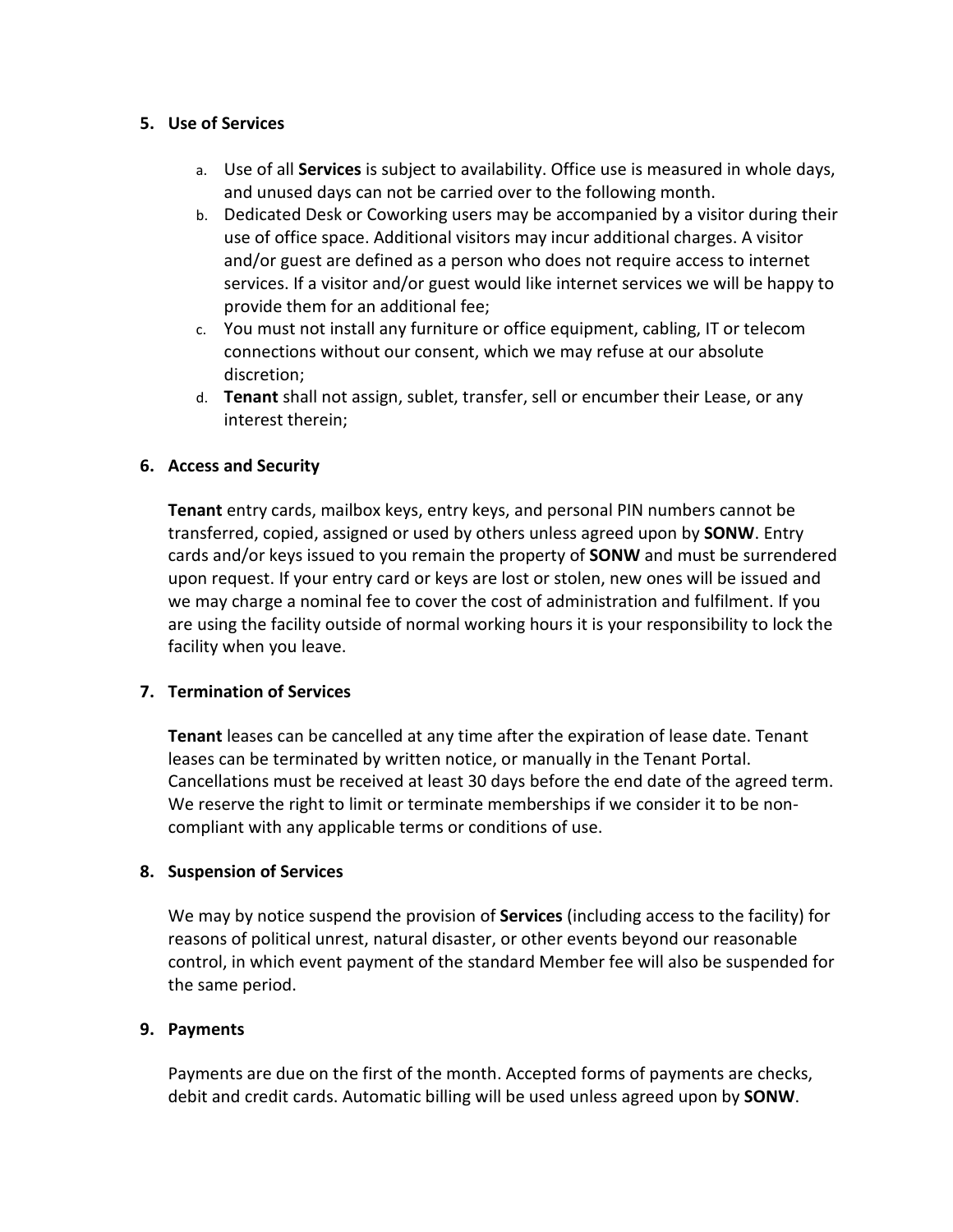## 5. Use of Services

a. Use of all **Services** is subject to availability. Office use is measured in whole days, and unused days can not be carried over to the following month.
b. Dedicated Desk or Coworking users may be accompanied by a visitor during their use of office space. Additional visitors may incur additional charges. A visitor and/or guest are defined as a person who does not require access to internet services. If a visitor and/or guest would like internet services we will be happy to provide them for an additional fee;
c. You must not install any furniture or office equipment, cabling, IT or telecom connections without our consent, which we may refuse at our absolute discretion;
d. **Tenant** shall not assign, sublet, transfer, sell or encumber their Lease, or any interest therein;

## 6. Access and Security

**Tenant** entry cards, mailbox keys, entry keys, and personal PIN numbers cannot be transferred, copied, assigned or used by others unless agreed upon by **SONW**. Entry cards and/or keys issued to you remain the property of **SONW** and must be surrendered upon request. If your entry card or keys are lost or stolen, new ones will be issued and we may charge a nominal fee to cover the cost of administration and fulfilment. If you are using the facility outside of normal working hours it is your responsibility to lock the facility when you leave.

## 7. Termination of Services

**Tenant** leases can be cancelled at any time after the expiration of lease date. Tenant leases can be terminated by written notice, or manually in the Tenant Portal. Cancellations must be received at least 30 days before the end date of the agreed term. We reserve the right to limit or terminate memberships if we consider it to be non-compliant with any applicable terms or conditions of use.

## 8. Suspension of Services

We may by notice suspend the provision of **Services** (including access to the facility) for reasons of political unrest, natural disaster, or other events beyond our reasonable control, in which event payment of the standard Member fee will also be suspended for the same period.

## 9. Payments

Payments are due on the first of the month. Accepted forms of payments are checks, debit and credit cards. Automatic billing will be used unless agreed upon by **SONW**.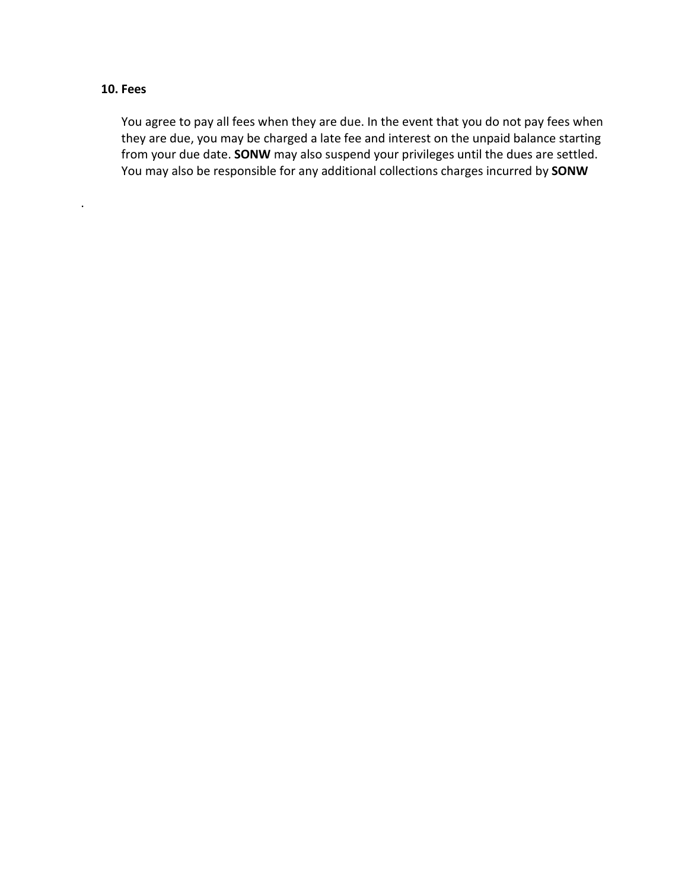**10. Fees**

You agree to pay all fees when they are due. In the event that you do not pay fees when they are due, you may be charged a late fee and interest on the unpaid balance starting from your due date. **SONW** may also suspend your privileges until the dues are settled. You may also be responsible for any additional collections charges incurred by **SONW**

.